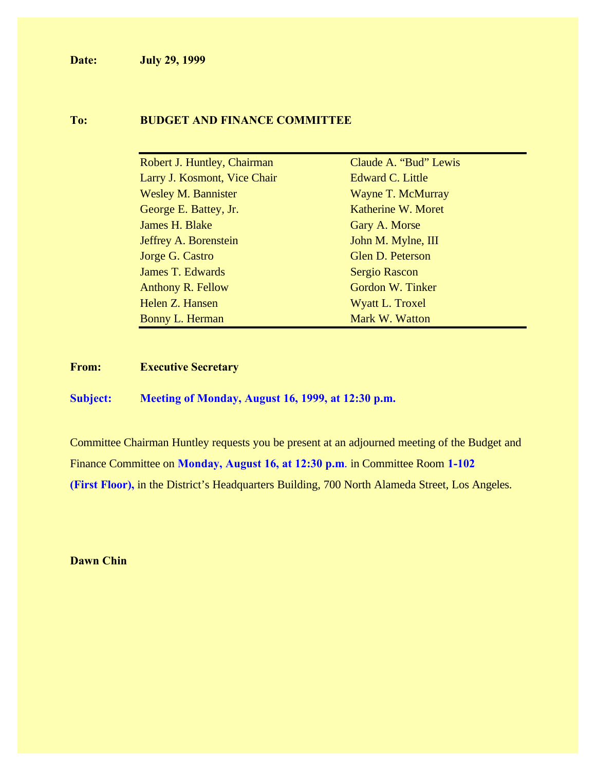**Date:** **July 29, 1999**

**To:** **BUDGET AND FINANCE COMMITTEE**

| | |
|---|---|
| Robert J. Huntley, Chairman | Claude A. "Bud" Lewis |
| Larry J. Kosmont, Vice Chair | Edward C. Little |
| Wesley M. Bannister | Wayne T. McMurray |
| George E. Battey, Jr. | Katherine W. Moret |
| James H. Blake | Gary A. Morse |
| Jeffrey A. Borenstein | John M. Mylne, III |
| Jorge G. Castro | Glen D. Peterson |
| James T. Edwards | Sergio Rascon |
| Anthony R. Fellow | Gordon W. Tinker |
| Helen Z. Hansen | Wyatt L. Troxel |
| Bonny L. Herman | Mark W. Watton |

**From:** **Executive Secretary**

**Subject:** **Meeting of Monday, August 16, 1999, at 12:30 p.m.**

Committee Chairman Huntley requests you be present at an adjourned meeting of the Budget and Finance Committee on **Monday, August 16, at 12:30 p.m**. in Committee Room **1-102 (First Floor),** in the District's Headquarters Building, 700 North Alameda Street, Los Angeles.

**Dawn Chin**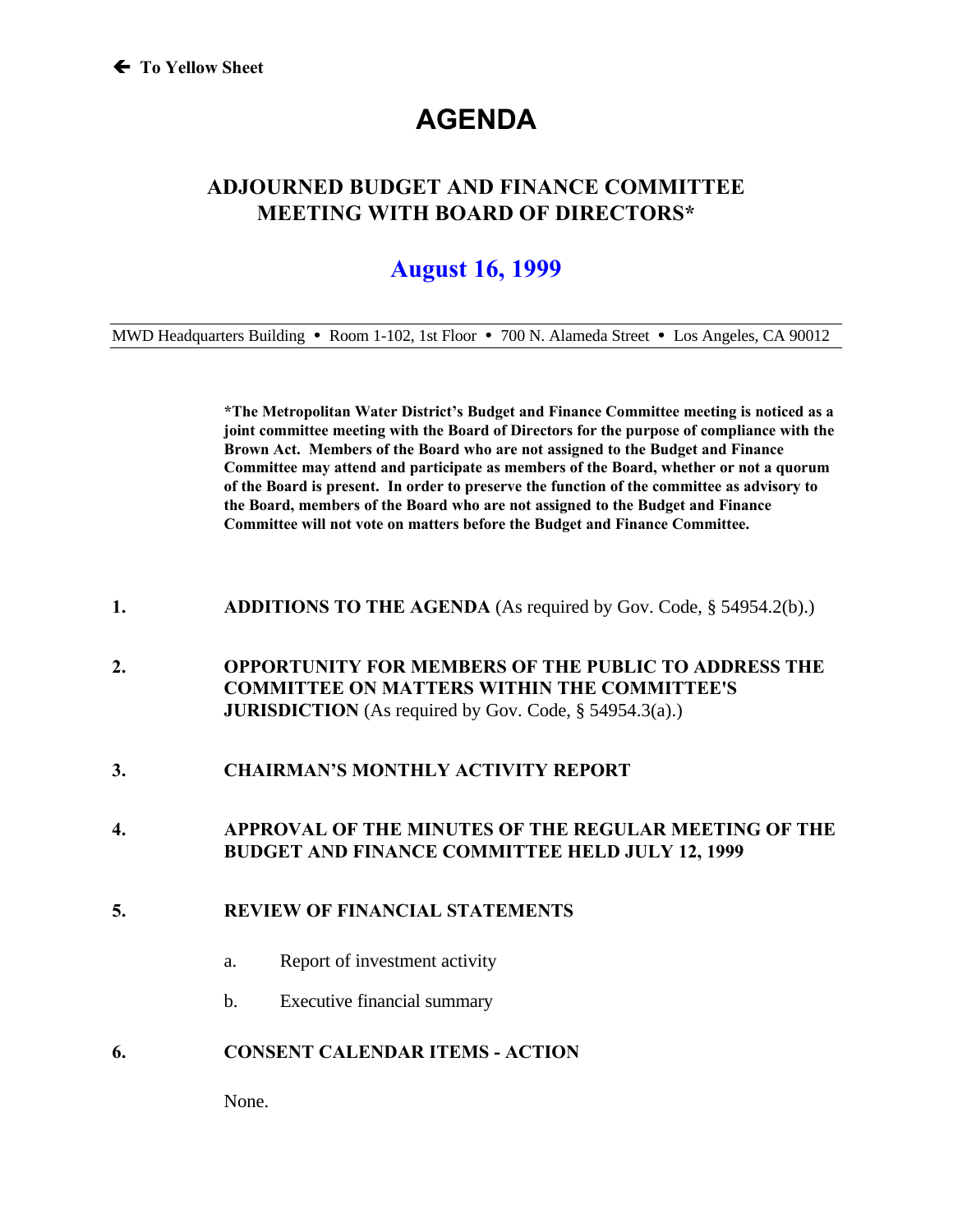← To Yellow Sheet

# AGENDA

## ADJOURNED BUDGET AND FINANCE COMMITTEE MEETING WITH BOARD OF DIRECTORS*

## August 16, 1999

MWD Headquarters Building • Room 1-102, 1st Floor • 700 N. Alameda Street • Los Angeles, CA 90012

**\*The Metropolitan Water District's Budget and Finance Committee meeting is noticed as a joint committee meeting with the Board of Directors for the purpose of compliance with the Brown Act. Members of the Board who are not assigned to the Budget and Finance Committee may attend and participate as members of the Board, whether or not a quorum of the Board is present. In order to preserve the function of the committee as advisory to the Board, members of the Board who are not assigned to the Budget and Finance Committee will not vote on matters before the Budget and Finance Committee.**

1. **ADDITIONS TO THE AGENDA** (As required by Gov. Code, § 54954.2(b).)

2. **OPPORTUNITY FOR MEMBERS OF THE PUBLIC TO ADDRESS THE COMMITTEE ON MATTERS WITHIN THE COMMITTEE'S JURISDICTION** (As required by Gov. Code, § 54954.3(a).)

3. **CHAIRMAN'S MONTHLY ACTIVITY REPORT**

4. **APPROVAL OF THE MINUTES OF THE REGULAR MEETING OF THE BUDGET AND FINANCE COMMITTEE HELD JULY 12, 1999**

5. **REVIEW OF FINANCIAL STATEMENTS**

   a. Report of investment activity

   b. Executive financial summary

6. **CONSENT CALENDAR ITEMS - ACTION**

   None.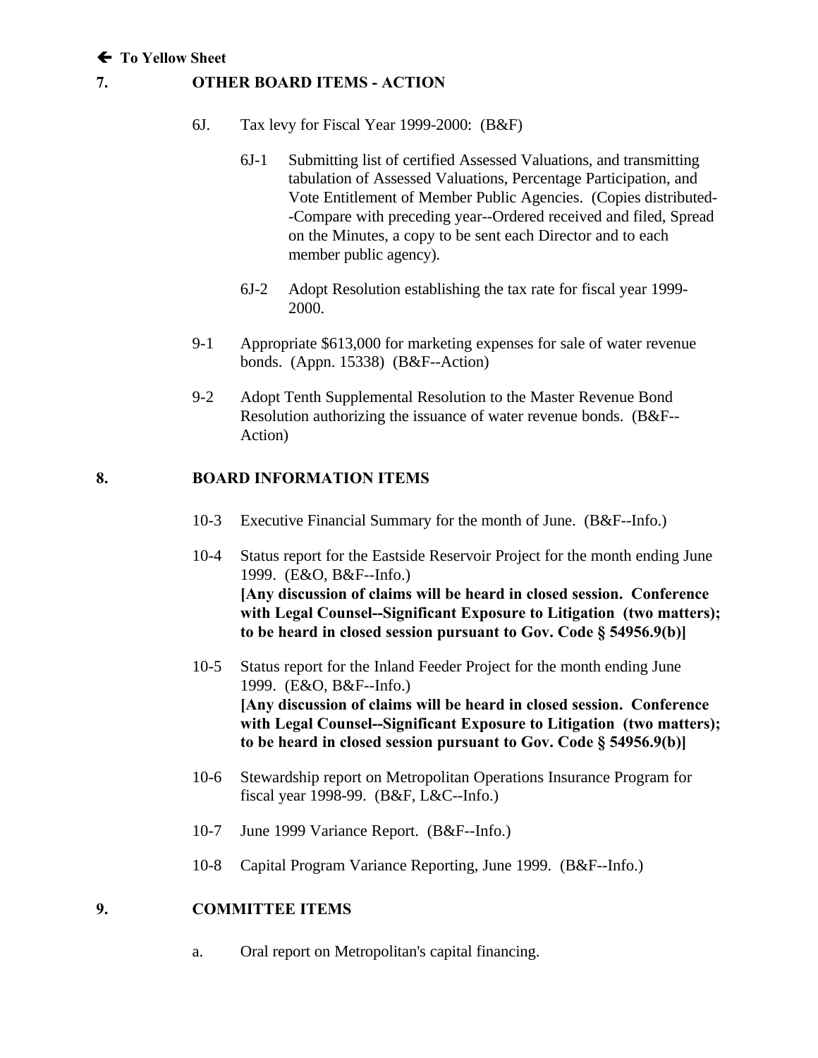🡐 **To Yellow Sheet**

## 7. OTHER BOARD ITEMS - ACTION

6J. Tax levy for Fiscal Year 1999-2000: (B&F)

6J-1 Submitting list of certified Assessed Valuations, and transmitting tabulation of Assessed Valuations, Percentage Participation, and Vote Entitlement of Member Public Agencies. (Copies distributed--Compare with preceding year--Ordered received and filed, Spread on the Minutes, a copy to be sent each Director and to each member public agency).

6J-2 Adopt Resolution establishing the tax rate for fiscal year 1999-2000.

9-1 Appropriate $613,000 for marketing expenses for sale of water revenue bonds. (Appn. 15338) (B&F--Action)

9-2 Adopt Tenth Supplemental Resolution to the Master Revenue Bond Resolution authorizing the issuance of water revenue bonds. (B&F--Action)

## 8. BOARD INFORMATION ITEMS

10-3 Executive Financial Summary for the month of June. (B&F--Info.)

10-4 Status report for the Eastside Reservoir Project for the month ending June 1999. (E&O, B&F--Info.)
**[Any discussion of claims will be heard in closed session. Conference with Legal Counsel--Significant Exposure to Litigation (two matters); to be heard in closed session pursuant to Gov. Code § 54956.9(b)]**

10-5 Status report for the Inland Feeder Project for the month ending June 1999. (E&O, B&F--Info.)
**[Any discussion of claims will be heard in closed session. Conference with Legal Counsel--Significant Exposure to Litigation (two matters); to be heard in closed session pursuant to Gov. Code § 54956.9(b)]**

10-6 Stewardship report on Metropolitan Operations Insurance Program for fiscal year 1998-99. (B&F, L&C--Info.)

10-7 June 1999 Variance Report. (B&F--Info.)

10-8 Capital Program Variance Reporting, June 1999. (B&F--Info.)

## 9. COMMITTEE ITEMS

a. Oral report on Metropolitan's capital financing.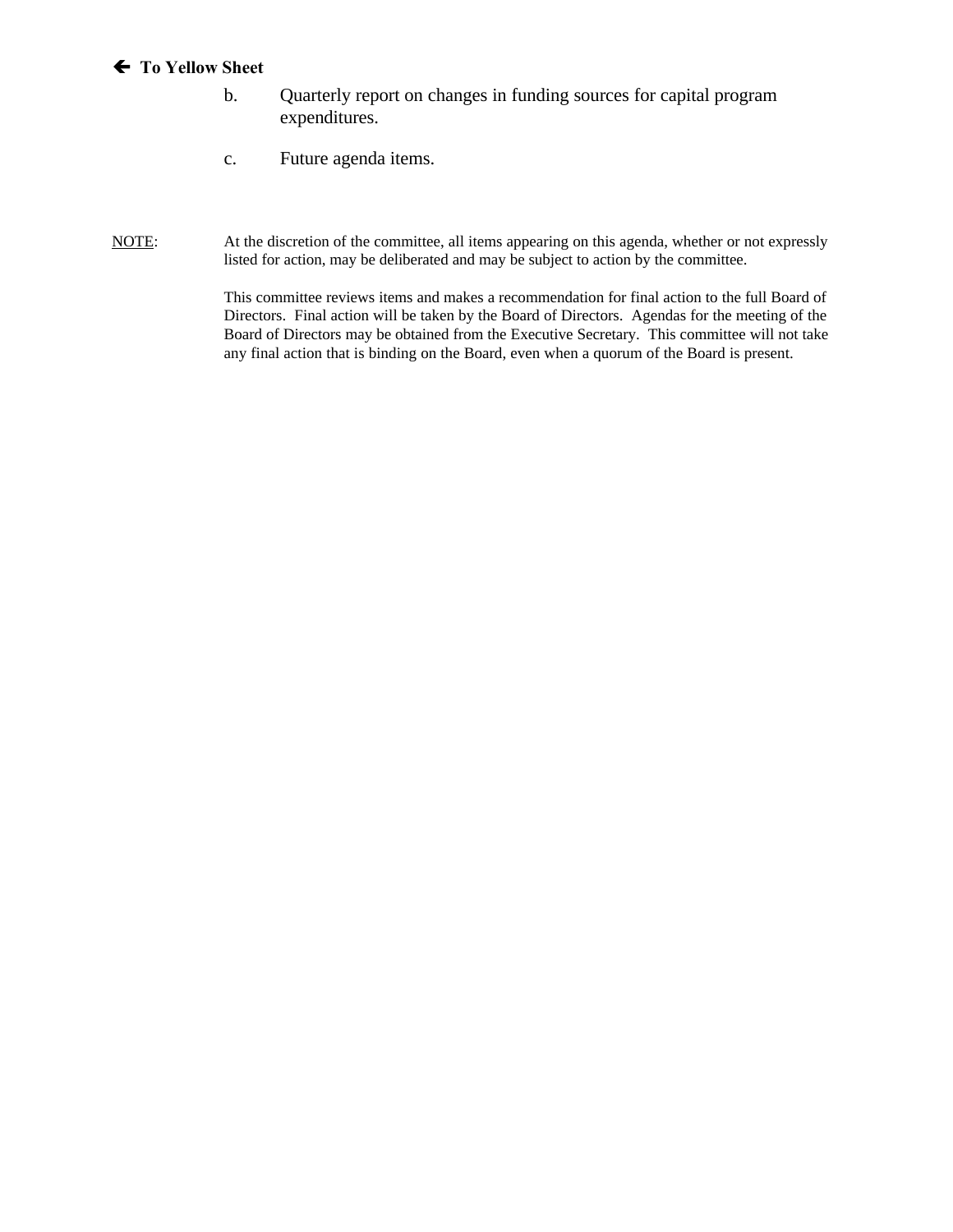🡐 **To Yellow Sheet**

b. Quarterly report on changes in funding sources for capital program expenditures.

c. Future agenda items.

<u>NOTE</u>: At the discretion of the committee, all items appearing on this agenda, whether or not expressly listed for action, may be deliberated and may be subject to action by the committee.

This committee reviews items and makes a recommendation for final action to the full Board of Directors. Final action will be taken by the Board of Directors. Agendas for the meeting of the Board of Directors may be obtained from the Executive Secretary. This committee will not take any final action that is binding on the Board, even when a quorum of the Board is present.